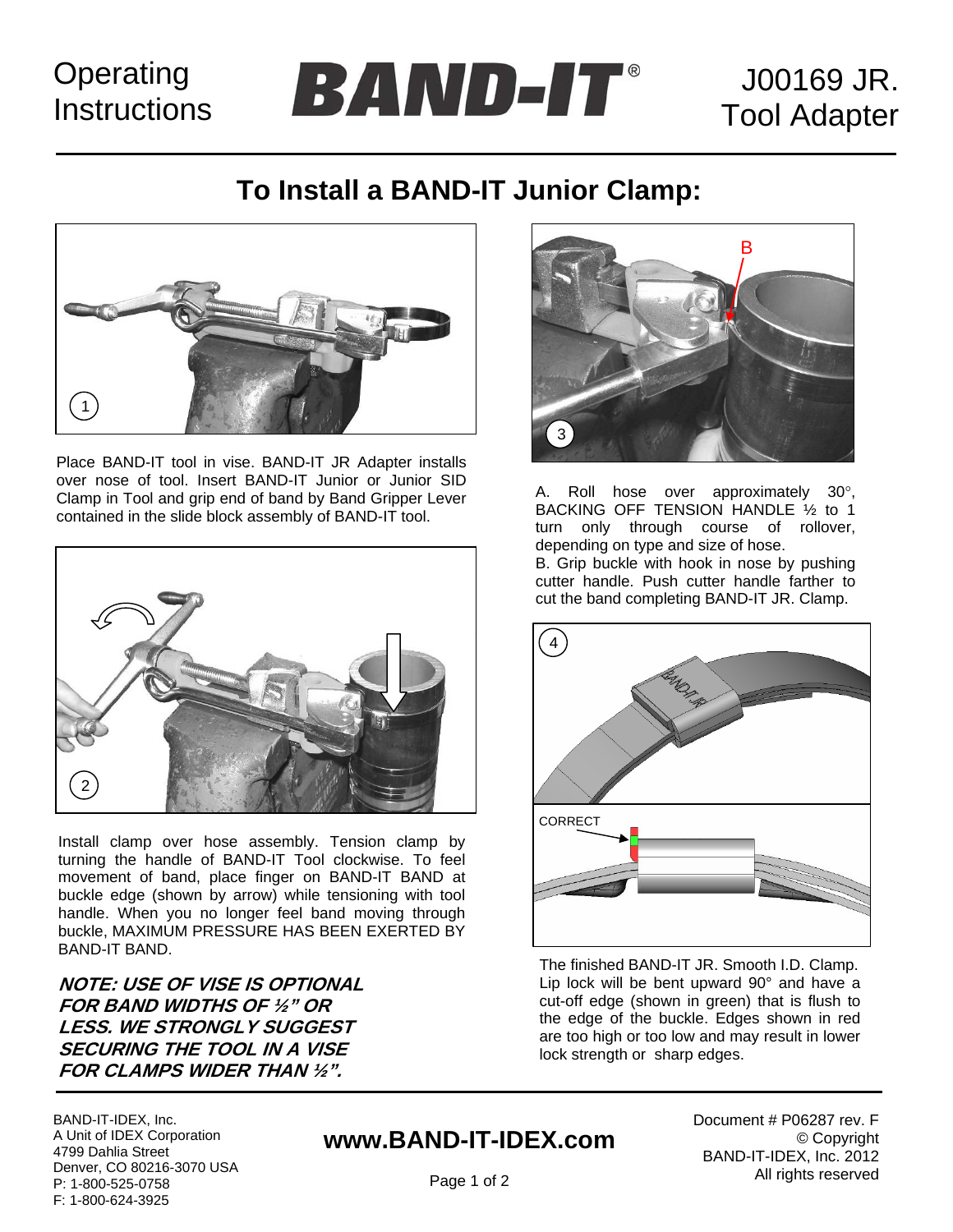Operating Instructions

# BAND-IT®

J00169 JR. Tool Adapter

## To Install a BAND-IT Junior Clamp:

1

Place BAND-IT tool in vise. BAND-IT JR Adapter installs over nose of tool. Insert BAND-IT Junior or Junior SID Clamp in Tool and grip end of band by Band Gripper Lever contained in the slide block assembly of BAND-IT tool.

2

Install clamp over hose assembly. Tension clamp by turning the handle of BAND-IT Tool clockwise. To feel movement of band, place finger on BAND-IT BAND at buckle edge (shown by arrow) while tensioning with tool handle. When you no longer feel band moving through buckle, MAXIMUM PRESSURE HAS BEEN EXERTED BY BAND-IT BAND.

***NOTE: USE OF VISE IS OPTIONAL FOR BAND WIDTHS OF ½" OR LESS. WE STRONGLY SUGGEST SECURING THE TOOL IN A VISE FOR CLAMPS WIDER THAN ½".***

3

A. Roll hose over approximately 30°, BACKING OFF TENSION HANDLE ½ to 1 turn only through course of rollover, depending on type and size of hose.

B. Grip buckle with hook in nose by pushing cutter handle. Push cutter handle farther to cut the band completing BAND-IT JR. Clamp.

4

CORRECT

The finished BAND-IT JR. Smooth I.D. Clamp. Lip lock will be bent upward 90° and have a cut-off edge (shown in green) that is flush to the edge of the buckle. Edges shown in red are too high or too low and may result in lower lock strength or sharp edges.

BAND-IT-IDEX, Inc.
A Unit of IDEX Corporation
4799 Dahlia Street
Denver, CO 80216-3070 USA
P: 1-800-525-0758
F: 1-800-624-3925

**www.BAND-IT-IDEX.com**

Document # P06287 rev. F
© Copyright
BAND-IT-IDEX, Inc. 2012
All rights reserved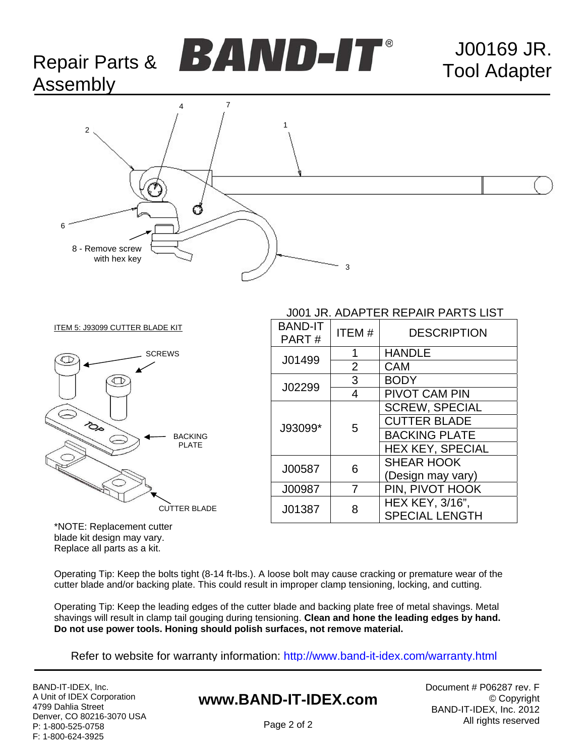# Repair Parts & Assembly

BAND-IT®

## J00169 JR. Tool Adapter

4
7
2
1
6
8 - Remove screw with hex key
3

ITEM 5: J93099 CUTTER BLADE KIT

SCREWS
BACKING PLATE
TOP
CUTTER BLADE

*NOTE: Replacement cutter blade kit design may vary. Replace all parts as a kit.

J001 JR. ADAPTER REPAIR PARTS LIST

| BAND-IT PART # | ITEM # | DESCRIPTION |
|---|---|---|
| J01499 | 1 | HANDLE |
| | 2 | CAM |
| J02299 | 3 | BODY |
| | 4 | PIVOT CAM PIN |
| J93099* | 5 | SCREW, SPECIAL |
| | | CUTTER BLADE |
| | | BACKING PLATE |
| | | HEX KEY, SPECIAL |
| J00587 | 6 | SHEAR HOOK (Design may vary) |
| J00987 | 7 | PIN, PIVOT HOOK |
| J01387 | 8 | HEX KEY, 3/16", SPECIAL LENGTH |

Operating Tip: Keep the bolts tight (8-14 ft-lbs.). A loose bolt may cause cracking or premature wear of the cutter blade and/or backing plate. This could result in improper clamp tensioning, locking, and cutting.

Operating Tip: Keep the leading edges of the cutter blade and backing plate free of metal shavings. Metal shavings will result in clamp tail gouging during tensioning. **Clean and hone the leading edges by hand. Do not use power tools. Honing should polish surfaces, not remove material.**

Refer to website for warranty information: http://www.band-it-idex.com/warranty.html

BAND-IT-IDEX, Inc.
A Unit of IDEX Corporation
4799 Dahlia Street
Denver, CO 80216-3070 USA
P: 1-800-525-0758
F: 1-800-624-3925

**www.BAND-IT-IDEX.com**

Document # P06287 rev. F
© Copyright
BAND-IT-IDEX, Inc. 2012
All rights reserved